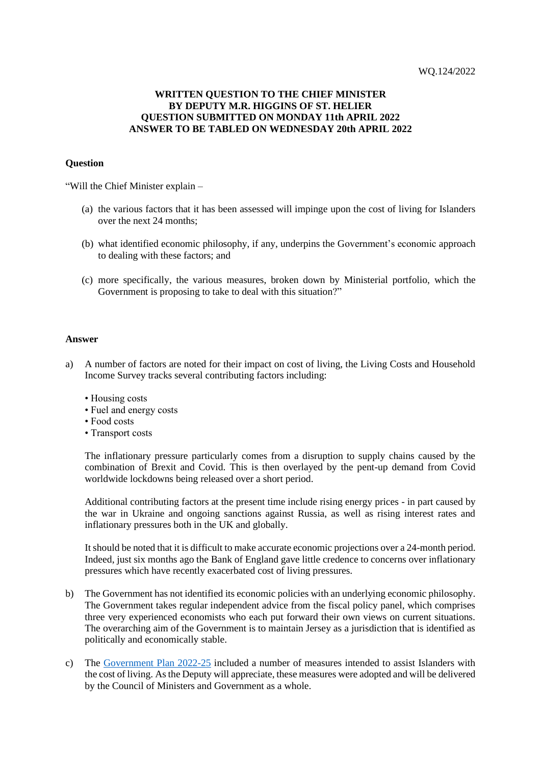WQ.124/2022

**WRITTEN QUESTION TO THE CHIEF MINISTER**
**BY DEPUTY M.R. HIGGINS OF ST. HELIER**
**QUESTION SUBMITTED ON MONDAY 11th APRIL 2022**
**ANSWER TO BE TABLED ON WEDNESDAY 20th APRIL 2022**

**Question**

"Will the Chief Minister explain –

(a) the various factors that it has been assessed will impinge upon the cost of living for Islanders over the next 24 months;

(b) what identified economic philosophy, if any, underpins the Government's economic approach to dealing with these factors; and

(c) more specifically, the various measures, broken down by Ministerial portfolio, which the Government is proposing to take to deal with this situation?"

**Answer**

a) A number of factors are noted for their impact on cost of living, the Living Costs and Household Income Survey tracks several contributing factors including:

   - Housing costs
   - Fuel and energy costs
   - Food costs
   - Transport costs

   The inflationary pressure particularly comes from a disruption to supply chains caused by the combination of Brexit and Covid. This is then overlayed by the pent-up demand from Covid worldwide lockdowns being released over a short period.

   Additional contributing factors at the present time include rising energy prices - in part caused by the war in Ukraine and ongoing sanctions against Russia, as well as rising interest rates and inflationary pressures both in the UK and globally.

   It should be noted that it is difficult to make accurate economic projections over a 24-month period. Indeed, just six months ago the Bank of England gave little credence to concerns over inflationary pressures which have recently exacerbated cost of living pressures.

b) The Government has not identified its economic policies with an underlying economic philosophy. The Government takes regular independent advice from the fiscal policy panel, which comprises three very experienced economists who each put forward their own views on current situations. The overarching aim of the Government is to maintain Jersey as a jurisdiction that is identified as politically and economically stable.

c) The Government Plan 2022-25 included a number of measures intended to assist Islanders with the cost of living. As the Deputy will appreciate, these measures were adopted and will be delivered by the Council of Ministers and Government as a whole.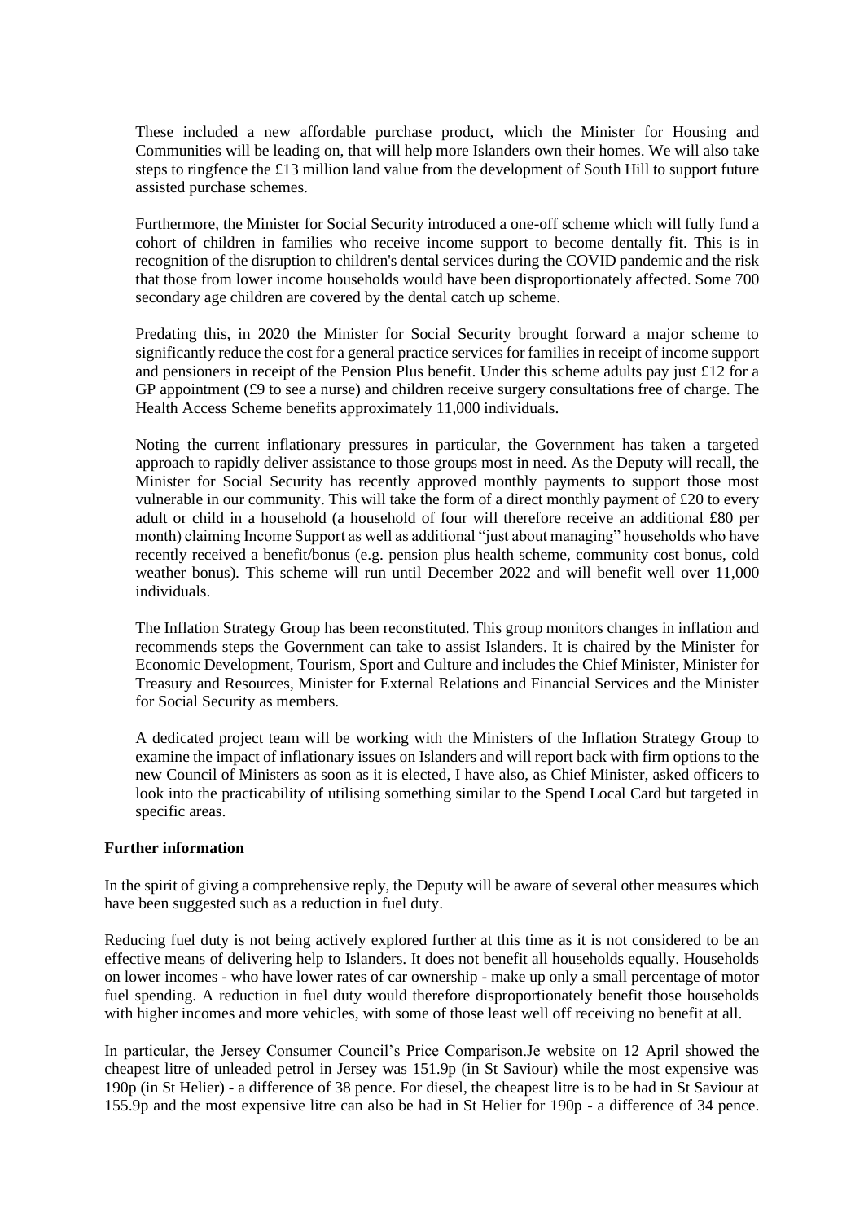These included a new affordable purchase product, which the Minister for Housing and Communities will be leading on, that will help more Islanders own their homes. We will also take steps to ringfence the £13 million land value from the development of South Hill to support future assisted purchase schemes.

Furthermore, the Minister for Social Security introduced a one-off scheme which will fully fund a cohort of children in families who receive income support to become dentally fit. This is in recognition of the disruption to children's dental services during the COVID pandemic and the risk that those from lower income households would have been disproportionately affected. Some 700 secondary age children are covered by the dental catch up scheme.

Predating this, in 2020 the Minister for Social Security brought forward a major scheme to significantly reduce the cost for a general practice services for families in receipt of income support and pensioners in receipt of the Pension Plus benefit. Under this scheme adults pay just £12 for a GP appointment (£9 to see a nurse) and children receive surgery consultations free of charge. The Health Access Scheme benefits approximately 11,000 individuals.

Noting the current inflationary pressures in particular, the Government has taken a targeted approach to rapidly deliver assistance to those groups most in need. As the Deputy will recall, the Minister for Social Security has recently approved monthly payments to support those most vulnerable in our community. This will take the form of a direct monthly payment of £20 to every adult or child in a household (a household of four will therefore receive an additional £80 per month) claiming Income Support as well as additional "just about managing" households who have recently received a benefit/bonus (e.g. pension plus health scheme, community cost bonus, cold weather bonus). This scheme will run until December 2022 and will benefit well over 11,000 individuals.

The Inflation Strategy Group has been reconstituted. This group monitors changes in inflation and recommends steps the Government can take to assist Islanders. It is chaired by the Minister for Economic Development, Tourism, Sport and Culture and includes the Chief Minister, Minister for Treasury and Resources, Minister for External Relations and Financial Services and the Minister for Social Security as members.

A dedicated project team will be working with the Ministers of the Inflation Strategy Group to examine the impact of inflationary issues on Islanders and will report back with firm options to the new Council of Ministers as soon as it is elected, I have also, as Chief Minister, asked officers to look into the practicability of utilising something similar to the Spend Local Card but targeted in specific areas.

**Further information**

In the spirit of giving a comprehensive reply, the Deputy will be aware of several other measures which have been suggested such as a reduction in fuel duty.

Reducing fuel duty is not being actively explored further at this time as it is not considered to be an effective means of delivering help to Islanders. It does not benefit all households equally. Households on lower incomes - who have lower rates of car ownership - make up only a small percentage of motor fuel spending. A reduction in fuel duty would therefore disproportionately benefit those households with higher incomes and more vehicles, with some of those least well off receiving no benefit at all.

In particular, the Jersey Consumer Council's Price Comparison.Je website on 12 April showed the cheapest litre of unleaded petrol in Jersey was 151.9p (in St Saviour) while the most expensive was 190p (in St Helier) - a difference of 38 pence. For diesel, the cheapest litre is to be had in St Saviour at 155.9p and the most expensive litre can also be had in St Helier for 190p - a difference of 34 pence.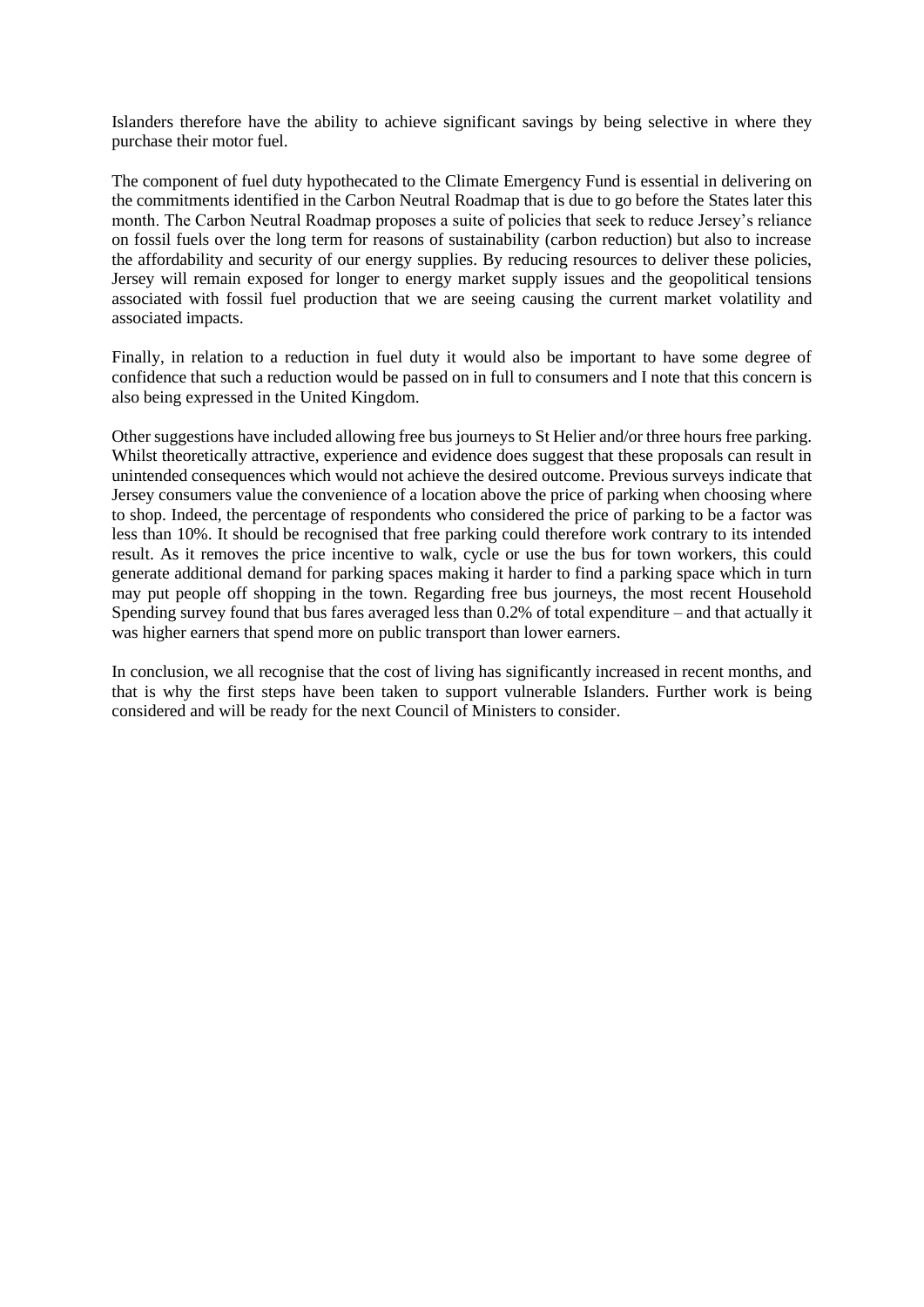Islanders therefore have the ability to achieve significant savings by being selective in where they purchase their motor fuel.

The component of fuel duty hypothecated to the Climate Emergency Fund is essential in delivering on the commitments identified in the Carbon Neutral Roadmap that is due to go before the States later this month. The Carbon Neutral Roadmap proposes a suite of policies that seek to reduce Jersey's reliance on fossil fuels over the long term for reasons of sustainability (carbon reduction) but also to increase the affordability and security of our energy supplies. By reducing resources to deliver these policies, Jersey will remain exposed for longer to energy market supply issues and the geopolitical tensions associated with fossil fuel production that we are seeing causing the current market volatility and associated impacts.

Finally, in relation to a reduction in fuel duty it would also be important to have some degree of confidence that such a reduction would be passed on in full to consumers and I note that this concern is also being expressed in the United Kingdom.

Other suggestions have included allowing free bus journeys to St Helier and/or three hours free parking. Whilst theoretically attractive, experience and evidence does suggest that these proposals can result in unintended consequences which would not achieve the desired outcome. Previous surveys indicate that Jersey consumers value the convenience of a location above the price of parking when choosing where to shop. Indeed, the percentage of respondents who considered the price of parking to be a factor was less than 10%. It should be recognised that free parking could therefore work contrary to its intended result. As it removes the price incentive to walk, cycle or use the bus for town workers, this could generate additional demand for parking spaces making it harder to find a parking space which in turn may put people off shopping in the town. Regarding free bus journeys, the most recent Household Spending survey found that bus fares averaged less than 0.2% of total expenditure – and that actually it was higher earners that spend more on public transport than lower earners.

In conclusion, we all recognise that the cost of living has significantly increased in recent months, and that is why the first steps have been taken to support vulnerable Islanders. Further work is being considered and will be ready for the next Council of Ministers to consider.